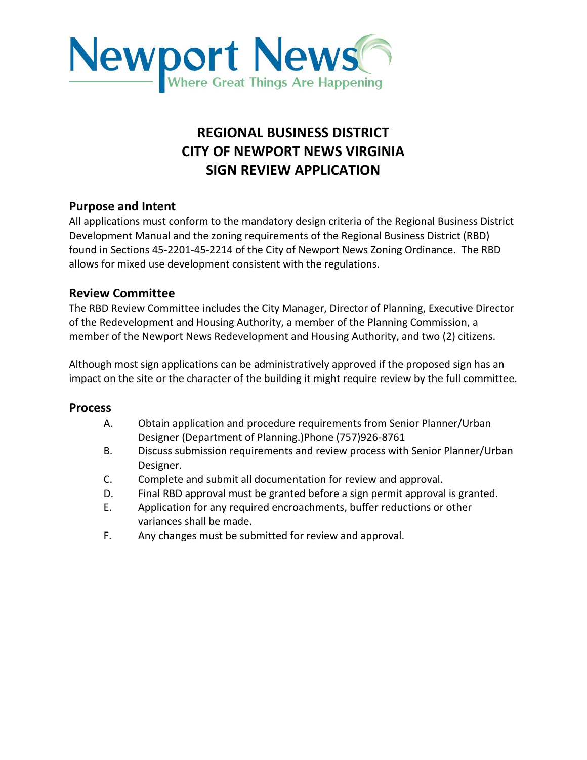Newport News
Where Great Things Are Happening

# REGIONAL BUSINESS DISTRICT
# CITY OF NEWPORT NEWS VIRGINIA
# SIGN REVIEW APPLICATION

## Purpose and Intent

All applications must conform to the mandatory design criteria of the Regional Business District Development Manual and the zoning requirements of the Regional Business District (RBD) found in Sections 45-2201-45-2214 of the City of Newport News Zoning Ordinance. The RBD allows for mixed use development consistent with the regulations.

## Review Committee

The RBD Review Committee includes the City Manager, Director of Planning, Executive Director of the Redevelopment and Housing Authority, a member of the Planning Commission, a member of the Newport News Redevelopment and Housing Authority, and two (2) citizens.

Although most sign applications can be administratively approved if the proposed sign has an impact on the site or the character of the building it might require review by the full committee.

## Process

A. Obtain application and procedure requirements from Senior Planner/Urban Designer (Department of Planning.)Phone (757)926-8761

B. Discuss submission requirements and review process with Senior Planner/Urban Designer.

C. Complete and submit all documentation for review and approval.

D. Final RBD approval must be granted before a sign permit approval is granted.

E. Application for any required encroachments, buffer reductions or other variances shall be made.

F. Any changes must be submitted for review and approval.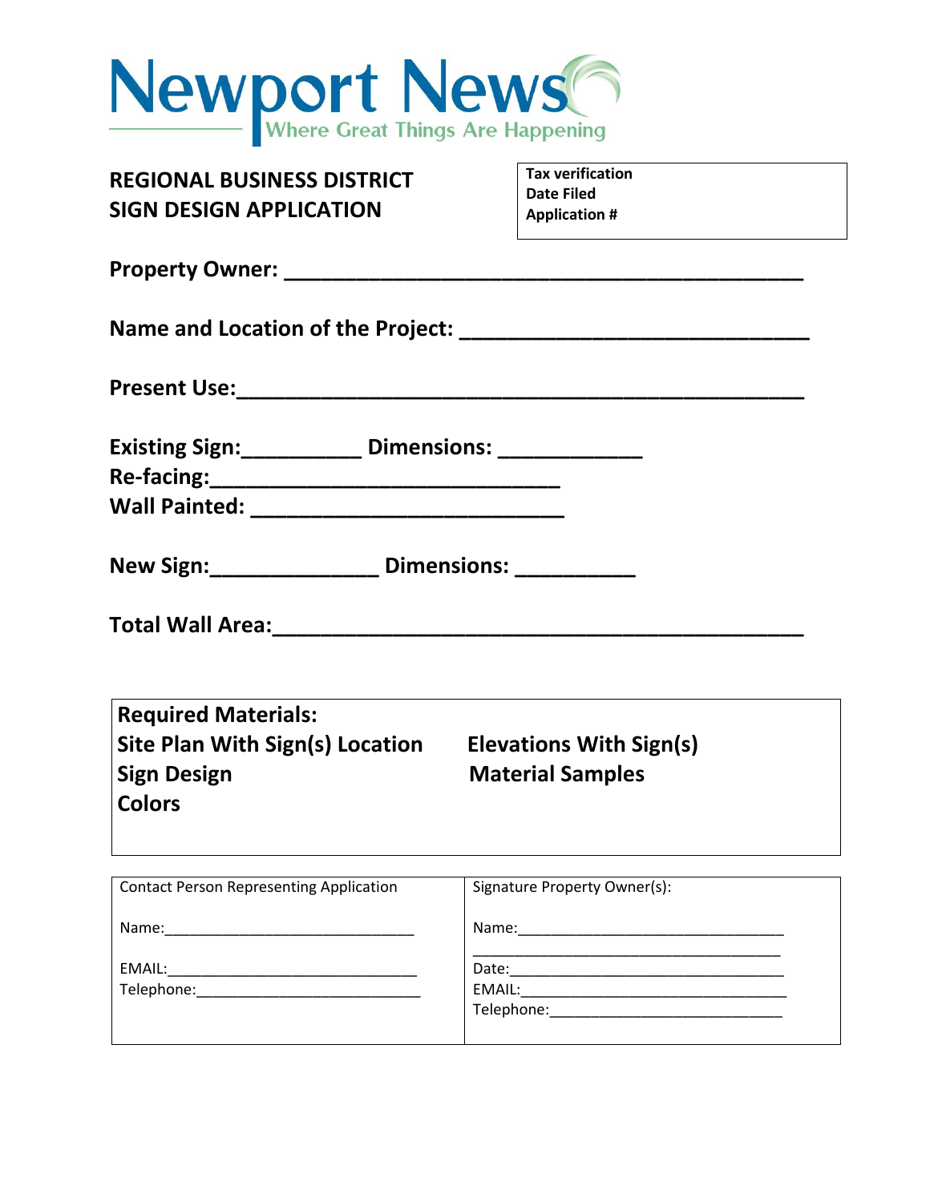# Newport News

Where Great Things Are Happening

## REGIONAL BUSINESS DISTRICT SIGN DESIGN APPLICATION

| |
|---|
| **Tax verification** |
| **Date Filed** |
| **Application #** |

**Property Owner:** ____________________________________________

**Name and Location of the Project:** ____________________________

**Present Use:**________________________________________________

**Existing Sign:**__________ **Dimensions:** ____________

**Re-facing:**______________________________

**Wall Painted:** ___________________________

**New Sign:**______________ **Dimensions:** __________

**Total Wall Area:**_____________________________________________

| | |
|---|---|
| **Required Materials:** | |
| **Site Plan With Sign(s) Location** | **Elevations With Sign(s)** |
| **Sign Design** | **Material Samples** |
| **Colors** | |

| Contact Person Representing Application | Signature Property Owner(s): |
|---|---|
| Name:______________________________ | Name:________________________________ |
| | ____________________________________ |
| EMAIL:______________________________ | Date:________________________________ |
| Telephone:___________________________ | EMAIL:_______________________________ |
| | Telephone:___________________________ |